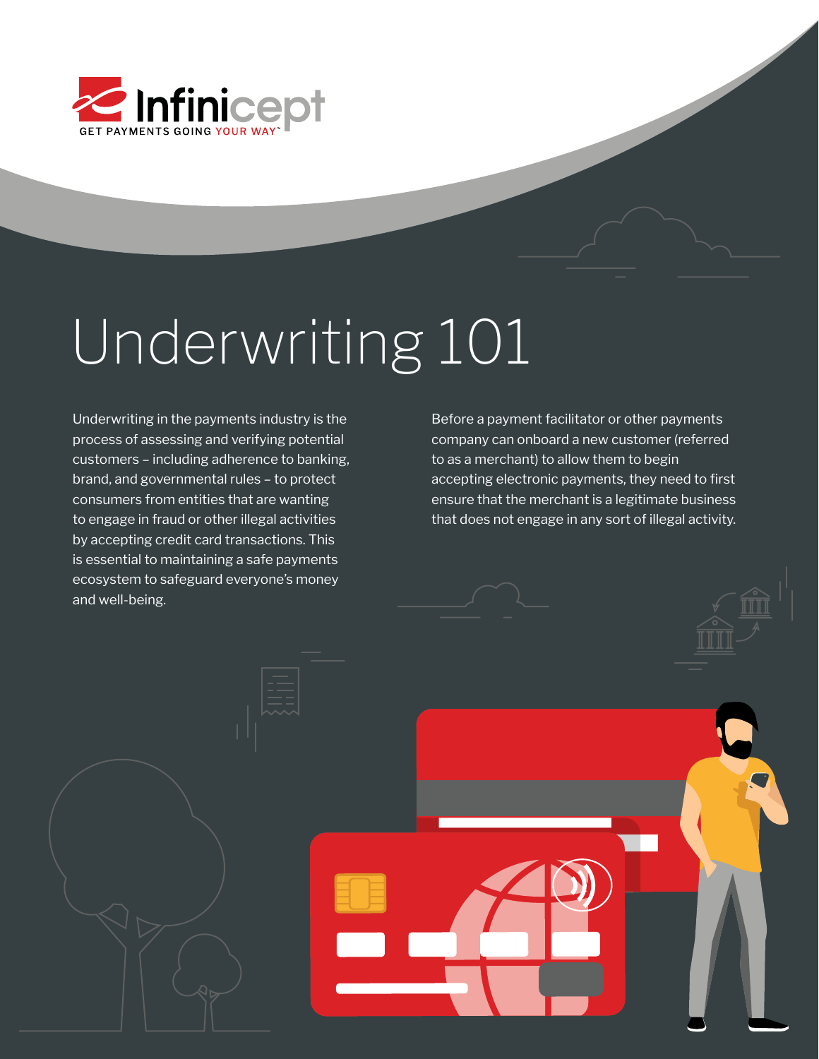Infinicept

GET PAYMENTS GOING YOUR WAY™

# Underwriting 101

Underwriting in the payments industry is the process of assessing and verifying potential customers – including adherence to banking, brand, and governmental rules – to protect consumers from entities that are wanting to engage in fraud or other illegal activities by accepting credit card transactions. This is essential to maintaining a safe payments ecosystem to safeguard everyone's money and well-being.

Before a payment facilitator or other payments company can onboard a new customer (referred to as a merchant) to allow them to begin accepting electronic payments, they need to first ensure that the merchant is a legitimate business that does not engage in any sort of illegal activity.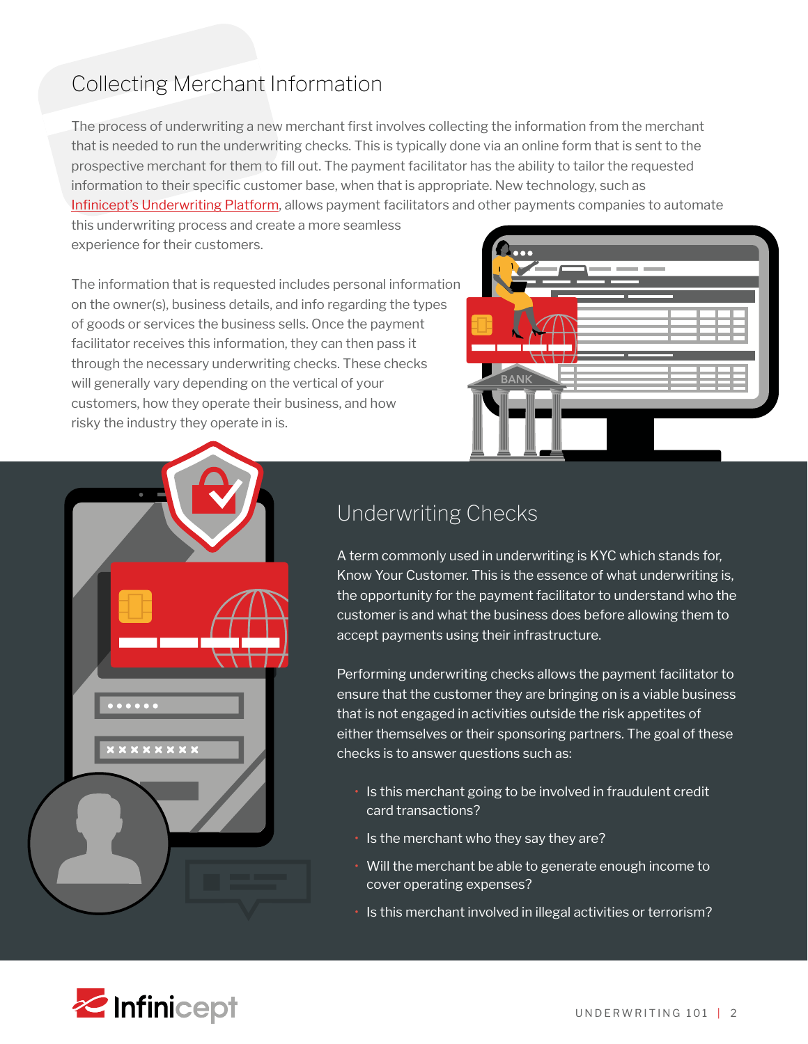## Collecting Merchant Information

The process of underwriting a new merchant first involves collecting the information from the merchant that is needed to run the underwriting checks. This is typically done via an online form that is sent to the prospective merchant for them to fill out. The payment facilitator has the ability to tailor the requested information to their specific customer base, when that is appropriate. New technology, such as Infinicept's Underwriting Platform, allows payment facilitators and other payments companies to automate this underwriting process and create a more seamless experience for their customers.

The information that is requested includes personal information on the owner(s), business details, and info regarding the types of goods or services the business sells. Once the payment facilitator receives this information, they can then pass it through the necessary underwriting checks. These checks will generally vary depending on the vertical of your customers, how they operate their business, and how risky the industry they operate in is.

## Underwriting Checks

A term commonly used in underwriting is KYC which stands for, Know Your Customer. This is the essence of what underwriting is, the opportunity for the payment facilitator to understand who the customer is and what the business does before allowing them to accept payments using their infrastructure.

Performing underwriting checks allows the payment facilitator to ensure that the customer they are bringing on is a viable business that is not engaged in activities outside the risk appetites of either themselves or their sponsoring partners. The goal of these checks is to answer questions such as:

- Is this merchant going to be involved in fraudulent credit card transactions?
- Is the merchant who they say they are?
- Will the merchant be able to generate enough income to cover operating expenses?
- Is this merchant involved in illegal activities or terrorism?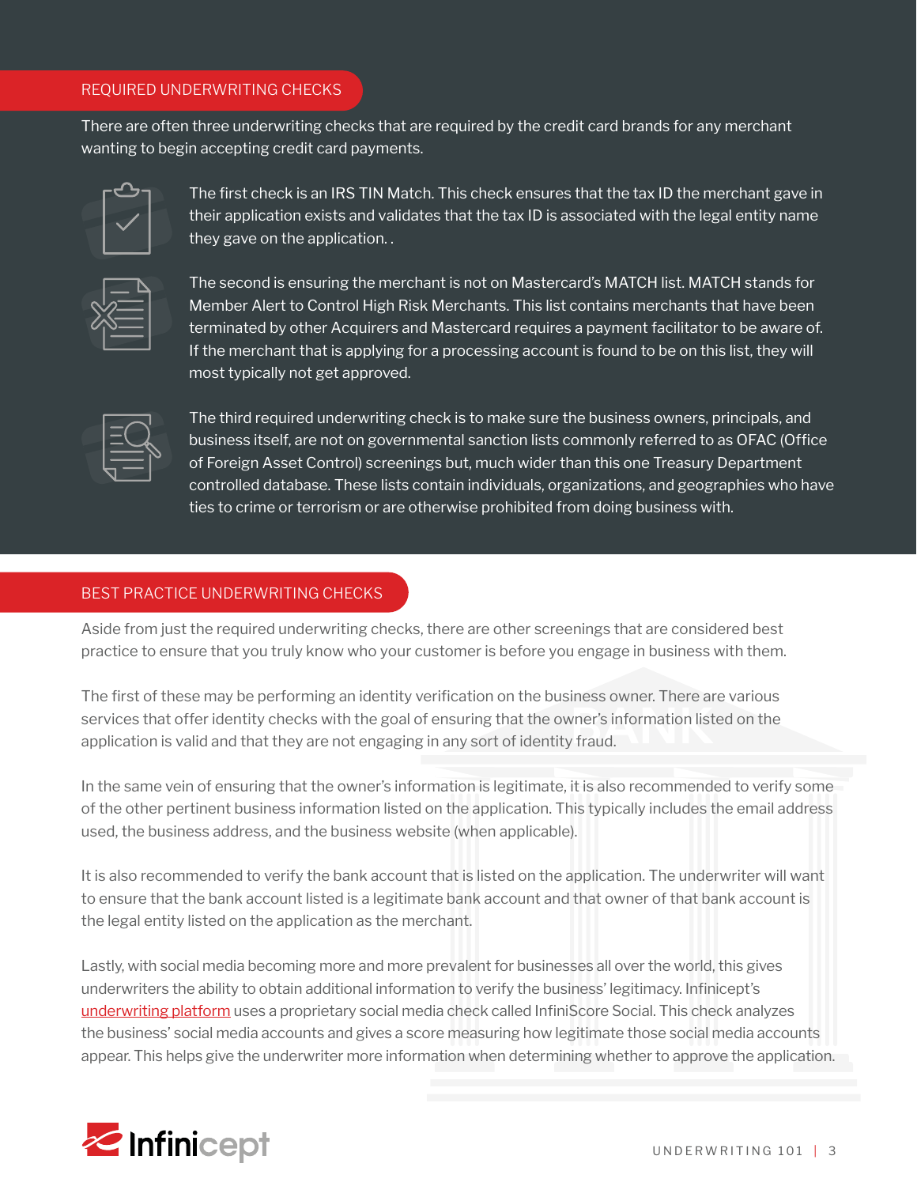## REQUIRED UNDERWRITING CHECKS

There are often three underwriting checks that are required by the credit card brands for any merchant wanting to begin accepting credit card payments.

The first check is an IRS TIN Match. This check ensures that the tax ID the merchant gave in their application exists and validates that the tax ID is associated with the legal entity name they gave on the application. .

The second is ensuring the merchant is not on Mastercard's MATCH list. MATCH stands for Member Alert to Control High Risk Merchants. This list contains merchants that have been terminated by other Acquirers and Mastercard requires a payment facilitator to be aware of. If the merchant that is applying for a processing account is found to be on this list, they will most typically not get approved.

The third required underwriting check is to make sure the business owners, principals, and business itself, are not on governmental sanction lists commonly referred to as OFAC (Office of Foreign Asset Control) screenings but, much wider than this one Treasury Department controlled database. These lists contain individuals, organizations, and geographies who have ties to crime or terrorism or are otherwise prohibited from doing business with.

## BEST PRACTICE UNDERWRITING CHECKS

Aside from just the required underwriting checks, there are other screenings that are considered best practice to ensure that you truly know who your customer is before you engage in business with them.

The first of these may be performing an identity verification on the business owner. There are various services that offer identity checks with the goal of ensuring that the owner's information listed on the application is valid and that they are not engaging in any sort of identity fraud.

In the same vein of ensuring that the owner's information is legitimate, it is also recommended to verify some of the other pertinent business information listed on the application. This typically includes the email address used, the business address, and the business website (when applicable).

It is also recommended to verify the bank account that is listed on the application. The underwriter will want to ensure that the bank account listed is a legitimate bank account and that owner of that bank account is the legal entity listed on the application as the merchant.

Lastly, with social media becoming more and more prevalent for businesses all over the world, this gives underwriters the ability to obtain additional information to verify the business' legitimacy. Infinicept's underwriting platform uses a proprietary social media check called InfiniScore Social. This check analyzes the business' social media accounts and gives a score measuring how legitimate those social media accounts appear. This helps give the underwriter more information when determining whether to approve the application.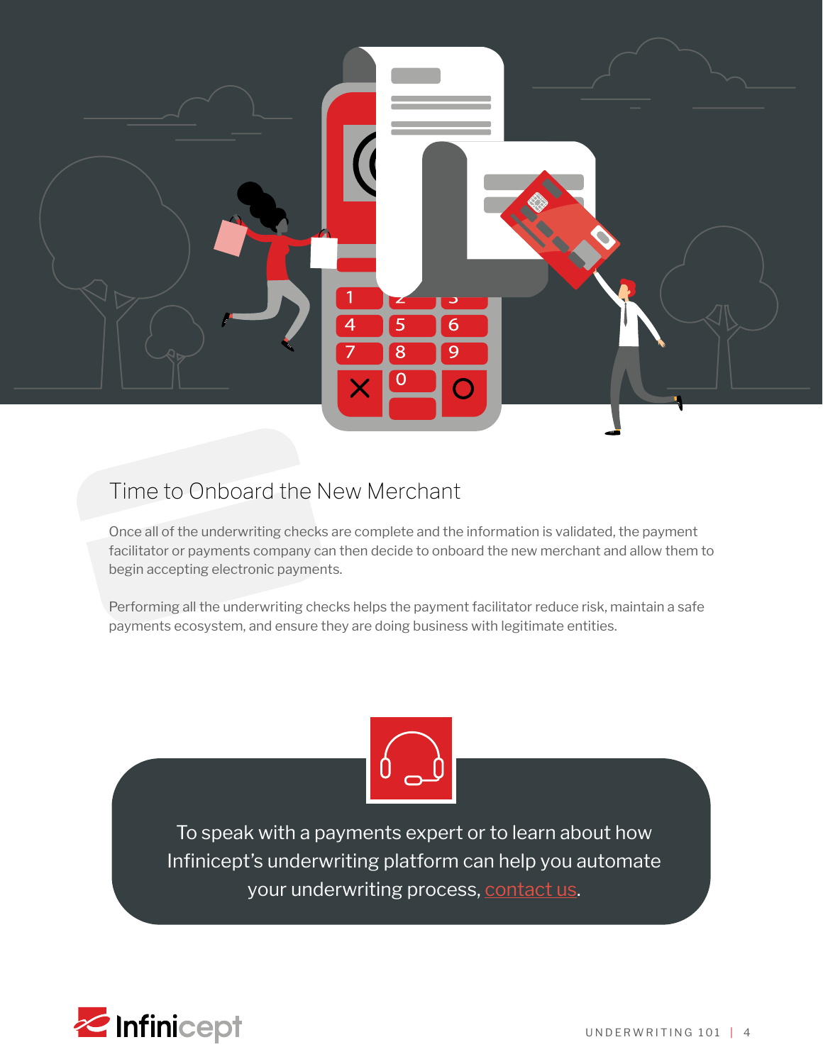## Time to Onboard the New Merchant

Once all of the underwriting checks are complete and the information is validated, the payment facilitator or payments company can then decide to onboard the new merchant and allow them to begin accepting electronic payments.

Performing all the underwriting checks helps the payment facilitator reduce risk, maintain a safe payments ecosystem, and ensure they are doing business with legitimate entities.

To speak with a payments expert or to learn about how Infinicept's underwriting platform can help you automate your underwriting process, contact us.